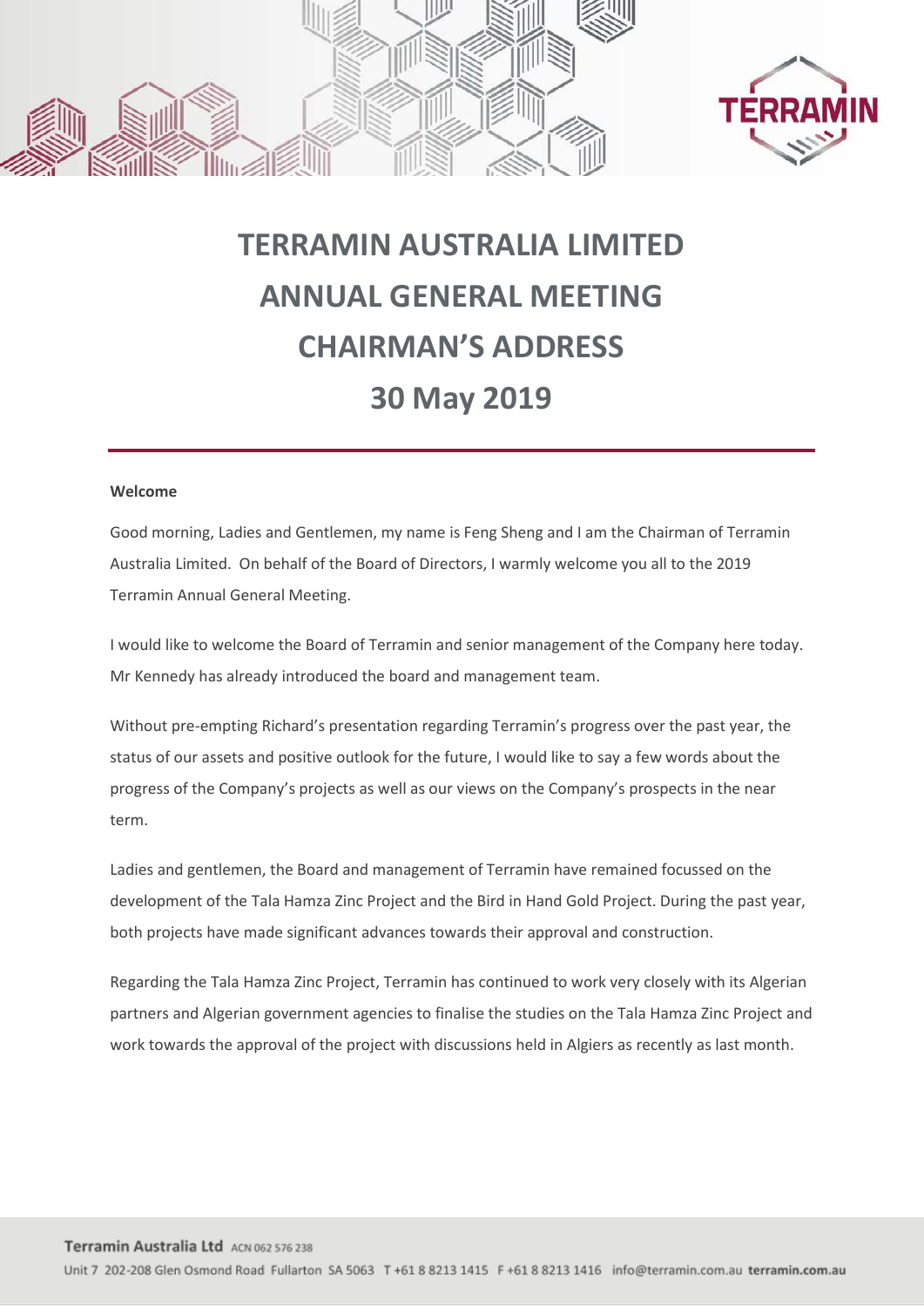# TERRAMIN AUSTRALIA LIMITED
# ANNUAL GENERAL MEETING
# CHAIRMAN'S ADDRESS
# 30 May 2019

**Welcome**

Good morning, Ladies and Gentlemen, my name is Feng Sheng and I am the Chairman of Terramin Australia Limited. On behalf of the Board of Directors, I warmly welcome you all to the 2019 Terramin Annual General Meeting.

I would like to welcome the Board of Terramin and senior management of the Company here today. Mr Kennedy has already introduced the board and management team.

Without pre-empting Richard's presentation regarding Terramin's progress over the past year, the status of our assets and positive outlook for the future, I would like to say a few words about the progress of the Company's projects as well as our views on the Company's prospects in the near term.

Ladies and gentlemen, the Board and management of Terramin have remained focussed on the development of the Tala Hamza Zinc Project and the Bird in Hand Gold Project. During the past year, both projects have made significant advances towards their approval and construction.

Regarding the Tala Hamza Zinc Project, Terramin has continued to work very closely with its Algerian partners and Algerian government agencies to finalise the studies on the Tala Hamza Zinc Project and work towards the approval of the project with discussions held in Algiers as recently as last month.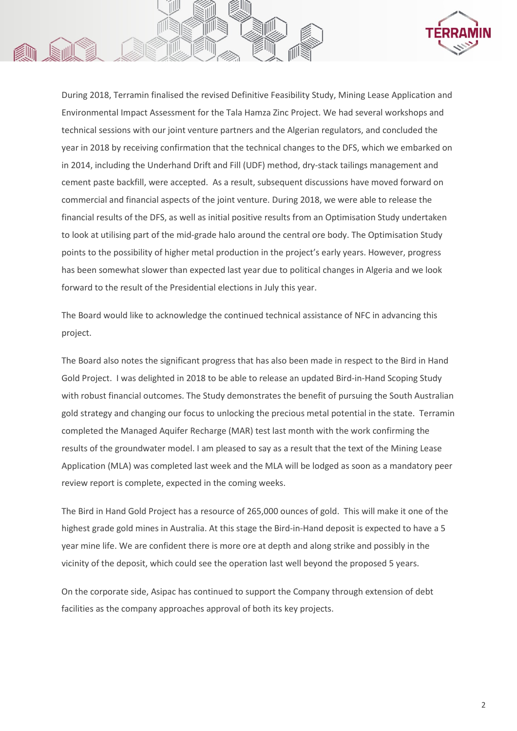During 2018, Terramin finalised the revised Definitive Feasibility Study, Mining Lease Application and Environmental Impact Assessment for the Tala Hamza Zinc Project. We had several workshops and technical sessions with our joint venture partners and the Algerian regulators, and concluded the year in 2018 by receiving confirmation that the technical changes to the DFS, which we embarked on in 2014, including the Underhand Drift and Fill (UDF) method, dry-stack tailings management and cement paste backfill, were accepted. As a result, subsequent discussions have moved forward on commercial and financial aspects of the joint venture. During 2018, we were able to release the financial results of the DFS, as well as initial positive results from an Optimisation Study undertaken to look at utilising part of the mid-grade halo around the central ore body. The Optimisation Study points to the possibility of higher metal production in the project's early years. However, progress has been somewhat slower than expected last year due to political changes in Algeria and we look forward to the result of the Presidential elections in July this year.

The Board would like to acknowledge the continued technical assistance of NFC in advancing this project.

The Board also notes the significant progress that has also been made in respect to the Bird in Hand Gold Project. I was delighted in 2018 to be able to release an updated Bird-in-Hand Scoping Study with robust financial outcomes. The Study demonstrates the benefit of pursuing the South Australian gold strategy and changing our focus to unlocking the precious metal potential in the state. Terramin completed the Managed Aquifer Recharge (MAR) test last month with the work confirming the results of the groundwater model. I am pleased to say as a result that the text of the Mining Lease Application (MLA) was completed last week and the MLA will be lodged as soon as a mandatory peer review report is complete, expected in the coming weeks.

The Bird in Hand Gold Project has a resource of 265,000 ounces of gold. This will make it one of the highest grade gold mines in Australia. At this stage the Bird-in-Hand deposit is expected to have a 5 year mine life. We are confident there is more ore at depth and along strike and possibly in the vicinity of the deposit, which could see the operation last well beyond the proposed 5 years.

On the corporate side, Asipac has continued to support the Company through extension of debt facilities as the company approaches approval of both its key projects.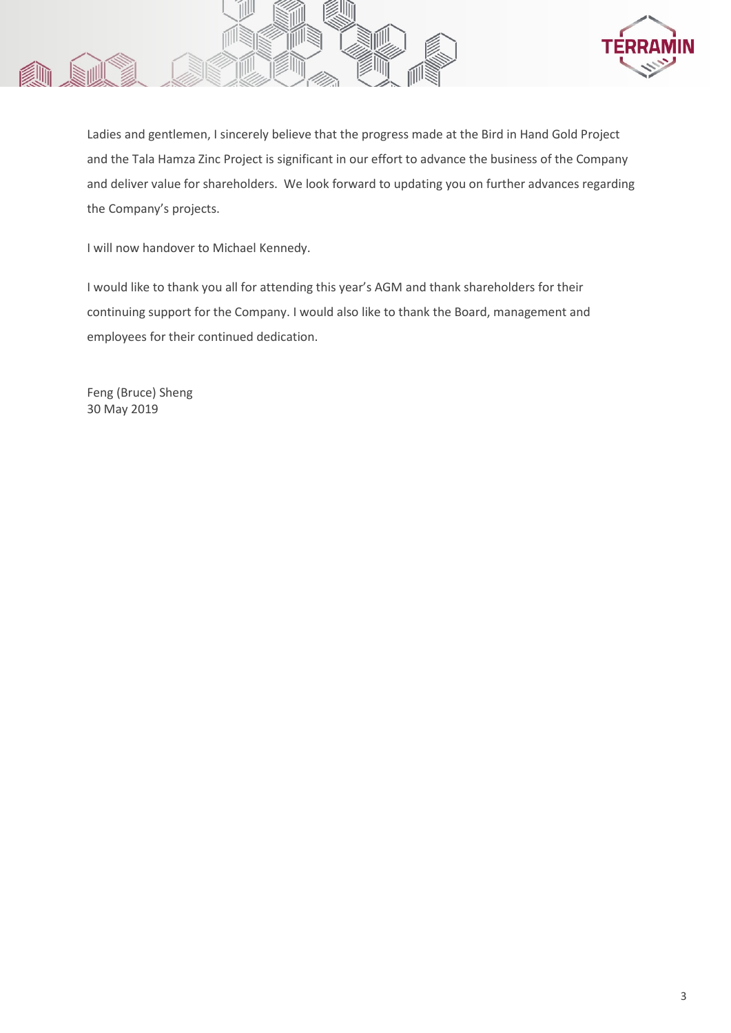Ladies and gentlemen, I sincerely believe that the progress made at the Bird in Hand Gold Project and the Tala Hamza Zinc Project is significant in our effort to advance the business of the Company and deliver value for shareholders. We look forward to updating you on further advances regarding the Company's projects.

I will now handover to Michael Kennedy.

I would like to thank you all for attending this year's AGM and thank shareholders for their continuing support for the Company. I would also like to thank the Board, management and employees for their continued dedication.

Feng (Bruce) Sheng
30 May 2019